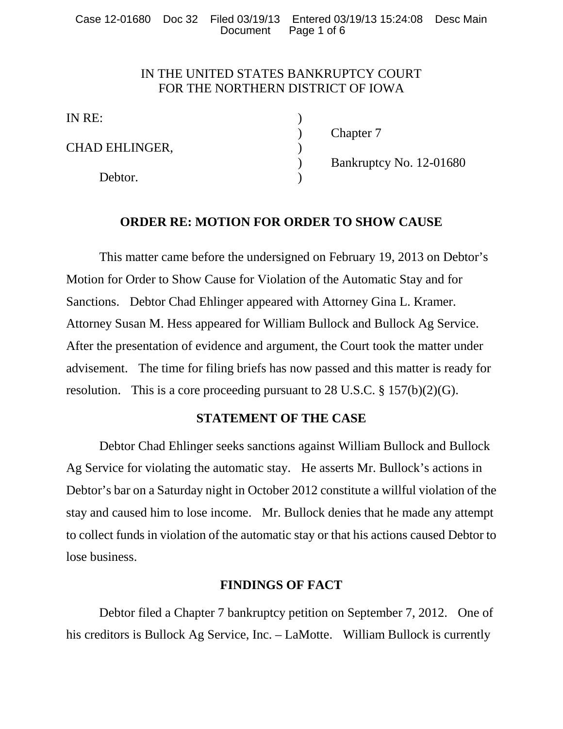IN THE UNITED STATES BANKRUPTCY COURT
FOR THE NORTHERN DISTRICT OF IOWA

| | | |
|---|---|---|
| IN RE: | ) | |
| | ) | Chapter 7 |
| CHAD EHLINGER, | ) | |
| | ) | Bankruptcy No. 12-01680 |
| Debtor. | ) | |

## ORDER RE: MOTION FOR ORDER TO SHOW CAUSE

This matter came before the undersigned on February 19, 2013 on Debtor's Motion for Order to Show Cause for Violation of the Automatic Stay and for Sanctions. Debtor Chad Ehlinger appeared with Attorney Gina L. Kramer. Attorney Susan M. Hess appeared for William Bullock and Bullock Ag Service. After the presentation of evidence and argument, the Court took the matter under advisement. The time for filing briefs has now passed and this matter is ready for resolution. This is a core proceeding pursuant to 28 U.S.C. § 157(b)(2)(G).

## STATEMENT OF THE CASE

Debtor Chad Ehlinger seeks sanctions against William Bullock and Bullock Ag Service for violating the automatic stay. He asserts Mr. Bullock's actions in Debtor's bar on a Saturday night in October 2012 constitute a willful violation of the stay and caused him to lose income. Mr. Bullock denies that he made any attempt to collect funds in violation of the automatic stay or that his actions caused Debtor to lose business.

## FINDINGS OF FACT

Debtor filed a Chapter 7 bankruptcy petition on September 7, 2012. One of his creditors is Bullock Ag Service, Inc. – LaMotte. William Bullock is currently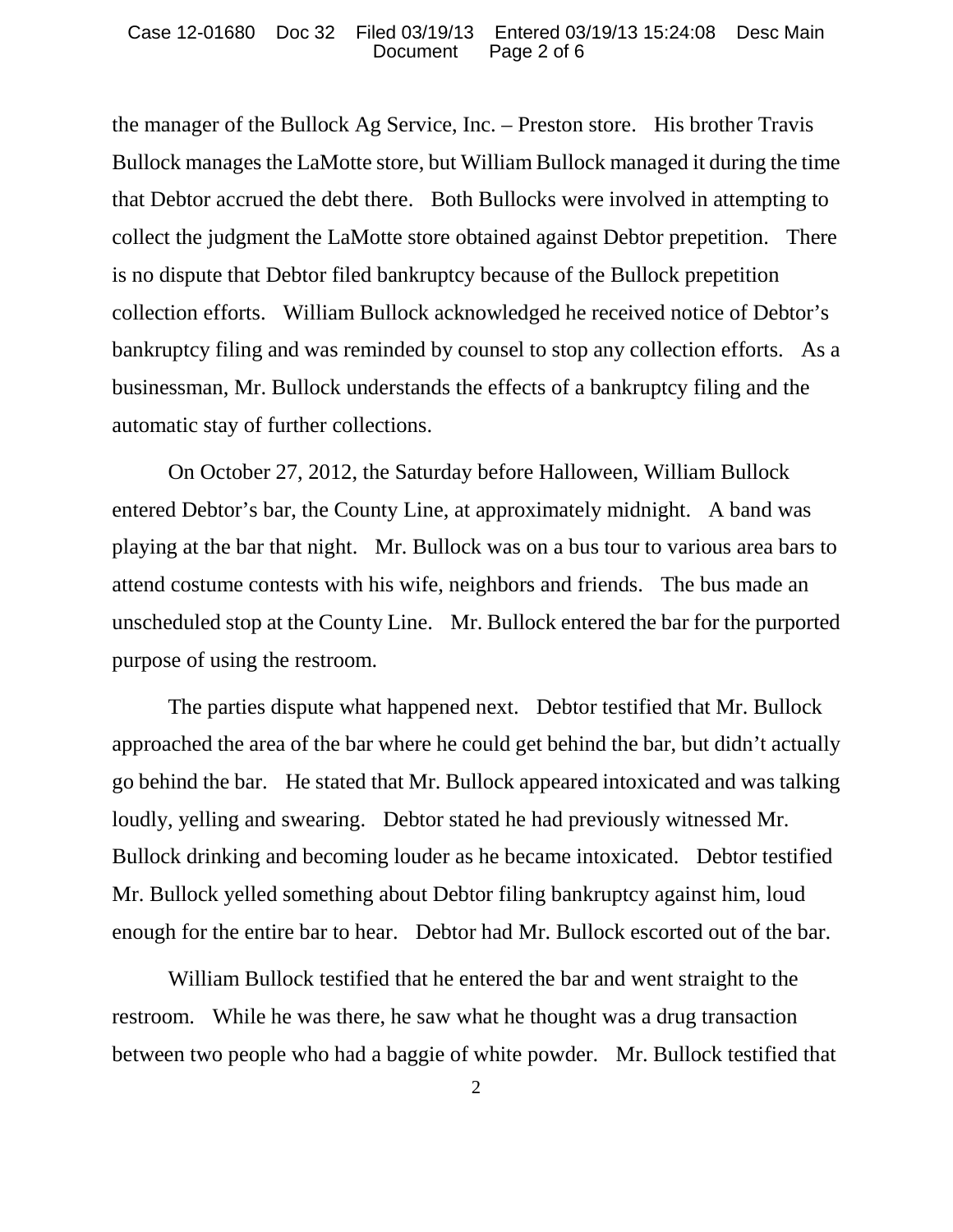the manager of the Bullock Ag Service, Inc. – Preston store. His brother Travis Bullock manages the LaMotte store, but William Bullock managed it during the time that Debtor accrued the debt there. Both Bullocks were involved in attempting to collect the judgment the LaMotte store obtained against Debtor prepetition. There is no dispute that Debtor filed bankruptcy because of the Bullock prepetition collection efforts. William Bullock acknowledged he received notice of Debtor's bankruptcy filing and was reminded by counsel to stop any collection efforts. As a businessman, Mr. Bullock understands the effects of a bankruptcy filing and the automatic stay of further collections.

On October 27, 2012, the Saturday before Halloween, William Bullock entered Debtor's bar, the County Line, at approximately midnight. A band was playing at the bar that night. Mr. Bullock was on a bus tour to various area bars to attend costume contests with his wife, neighbors and friends. The bus made an unscheduled stop at the County Line. Mr. Bullock entered the bar for the purported purpose of using the restroom.

The parties dispute what happened next. Debtor testified that Mr. Bullock approached the area of the bar where he could get behind the bar, but didn't actually go behind the bar. He stated that Mr. Bullock appeared intoxicated and was talking loudly, yelling and swearing. Debtor stated he had previously witnessed Mr. Bullock drinking and becoming louder as he became intoxicated. Debtor testified Mr. Bullock yelled something about Debtor filing bankruptcy against him, loud enough for the entire bar to hear. Debtor had Mr. Bullock escorted out of the bar.

William Bullock testified that he entered the bar and went straight to the restroom. While he was there, he saw what he thought was a drug transaction between two people who had a baggie of white powder. Mr. Bullock testified that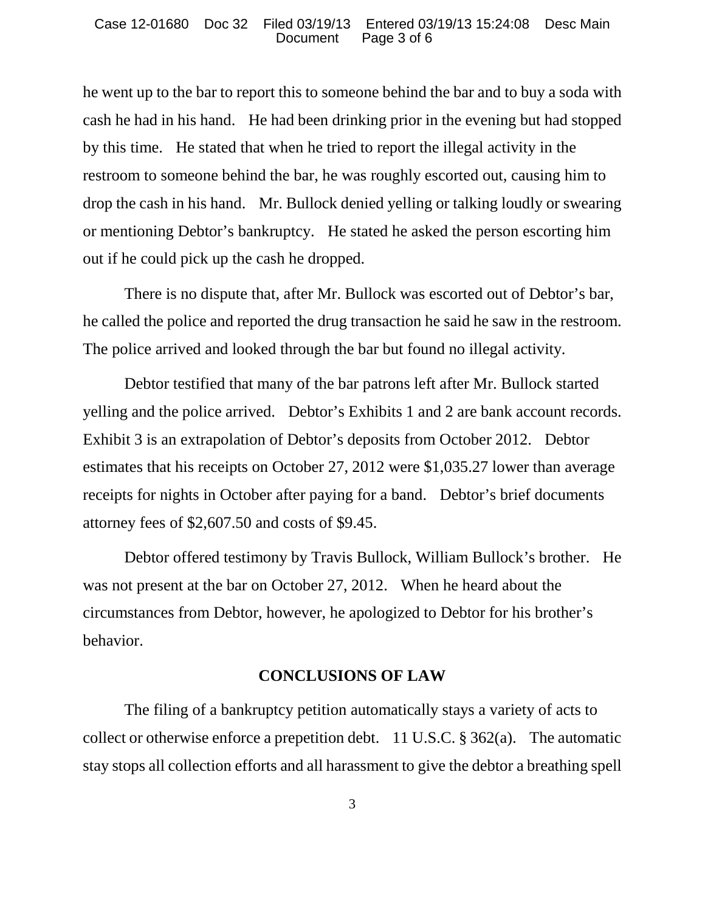he went up to the bar to report this to someone behind the bar and to buy a soda with cash he had in his hand. He had been drinking prior in the evening but had stopped by this time. He stated that when he tried to report the illegal activity in the restroom to someone behind the bar, he was roughly escorted out, causing him to drop the cash in his hand. Mr. Bullock denied yelling or talking loudly or swearing or mentioning Debtor's bankruptcy. He stated he asked the person escorting him out if he could pick up the cash he dropped.

There is no dispute that, after Mr. Bullock was escorted out of Debtor's bar, he called the police and reported the drug transaction he said he saw in the restroom. The police arrived and looked through the bar but found no illegal activity.

Debtor testified that many of the bar patrons left after Mr. Bullock started yelling and the police arrived. Debtor's Exhibits 1 and 2 are bank account records. Exhibit 3 is an extrapolation of Debtor's deposits from October 2012. Debtor estimates that his receipts on October 27, 2012 were $1,035.27 lower than average receipts for nights in October after paying for a band. Debtor's brief documents attorney fees of $2,607.50 and costs of $9.45.

Debtor offered testimony by Travis Bullock, William Bullock's brother. He was not present at the bar on October 27, 2012. When he heard about the circumstances from Debtor, however, he apologized to Debtor for his brother's behavior.

## CONCLUSIONS OF LAW

The filing of a bankruptcy petition automatically stays a variety of acts to collect or otherwise enforce a prepetition debt. 11 U.S.C. § 362(a). The automatic stay stops all collection efforts and all harassment to give the debtor a breathing spell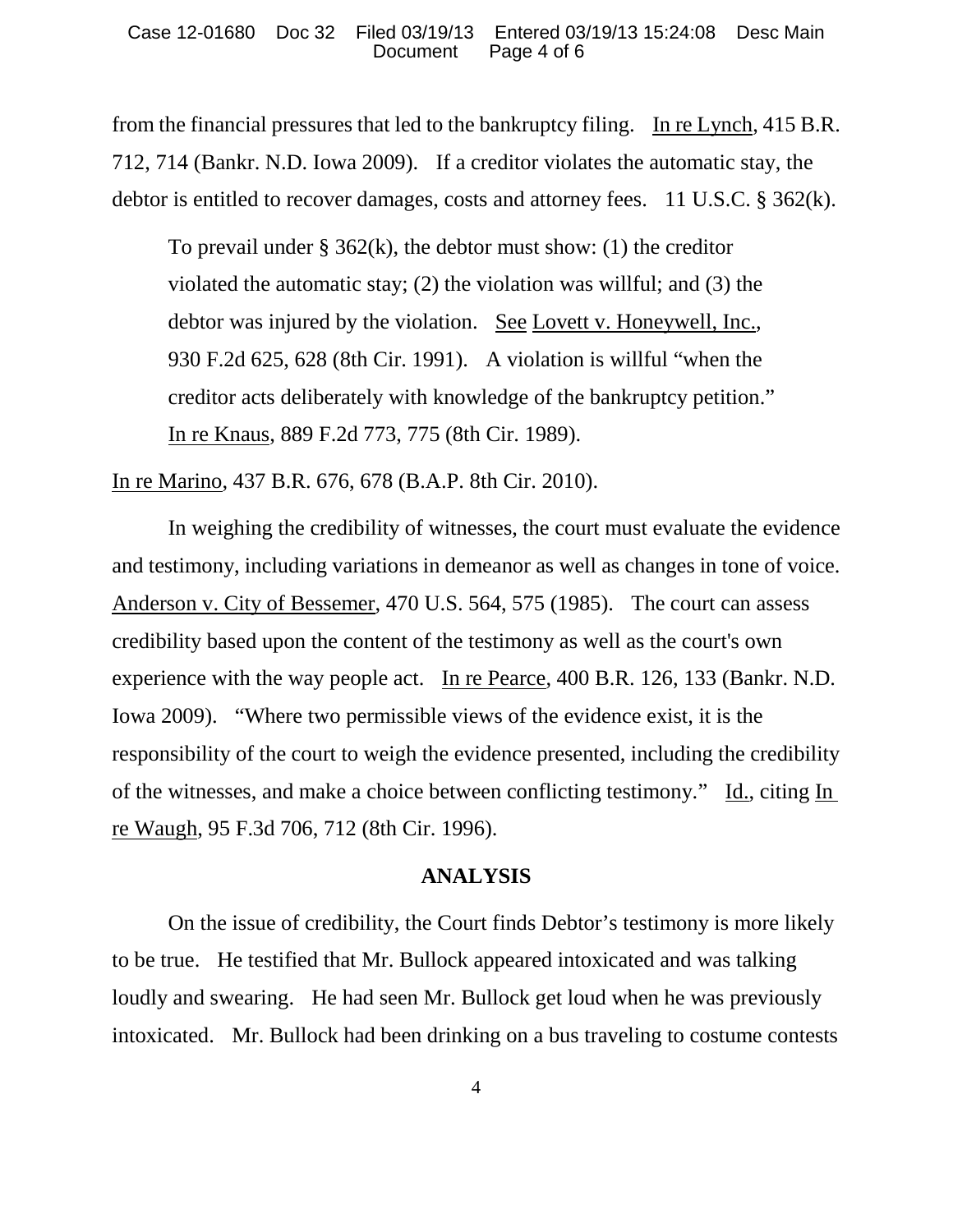from the financial pressures that led to the bankruptcy filing. <u>In re Lynch</u>, 415 B.R. 712, 714 (Bankr. N.D. Iowa 2009). If a creditor violates the automatic stay, the debtor is entitled to recover damages, costs and attorney fees. 11 U.S.C. § 362(k).

> To prevail under § 362(k), the debtor must show: (1) the creditor violated the automatic stay; (2) the violation was willful; and (3) the debtor was injured by the violation. <u>See</u> <u>Lovett v. Honeywell, Inc.</u>, 930 F.2d 625, 628 (8th Cir. 1991). A violation is willful "when the creditor acts deliberately with knowledge of the bankruptcy petition." <u>In re Knaus</u>, 889 F.2d 773, 775 (8th Cir. 1989).

<u>In re Marino</u>, 437 B.R. 676, 678 (B.A.P. 8th Cir. 2010).

In weighing the credibility of witnesses, the court must evaluate the evidence and testimony, including variations in demeanor as well as changes in tone of voice. <u>Anderson v. City of Bessemer</u>, 470 U.S. 564, 575 (1985). The court can assess credibility based upon the content of the testimony as well as the court's own experience with the way people act. <u>In re Pearce</u>, 400 B.R. 126, 133 (Bankr. N.D. Iowa 2009). "Where two permissible views of the evidence exist, it is the responsibility of the court to weigh the evidence presented, including the credibility of the witnesses, and make a choice between conflicting testimony." <u>Id.</u>, citing <u>In re Waugh</u>, 95 F.3d 706, 712 (8th Cir. 1996).

## ANALYSIS

On the issue of credibility, the Court finds Debtor's testimony is more likely to be true. He testified that Mr. Bullock appeared intoxicated and was talking loudly and swearing. He had seen Mr. Bullock get loud when he was previously intoxicated. Mr. Bullock had been drinking on a bus traveling to costume contests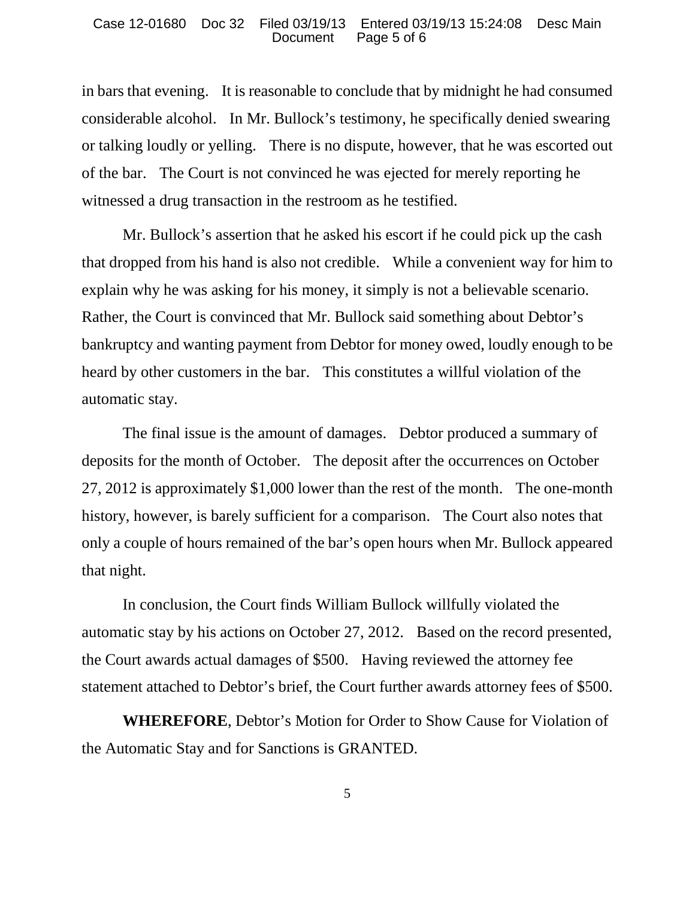in bars that evening. It is reasonable to conclude that by midnight he had consumed considerable alcohol. In Mr. Bullock's testimony, he specifically denied swearing or talking loudly or yelling. There is no dispute, however, that he was escorted out of the bar. The Court is not convinced he was ejected for merely reporting he witnessed a drug transaction in the restroom as he testified.

Mr. Bullock's assertion that he asked his escort if he could pick up the cash that dropped from his hand is also not credible. While a convenient way for him to explain why he was asking for his money, it simply is not a believable scenario. Rather, the Court is convinced that Mr. Bullock said something about Debtor's bankruptcy and wanting payment from Debtor for money owed, loudly enough to be heard by other customers in the bar. This constitutes a willful violation of the automatic stay.

The final issue is the amount of damages. Debtor produced a summary of deposits for the month of October. The deposit after the occurrences on October 27, 2012 is approximately $1,000 lower than the rest of the month. The one-month history, however, is barely sufficient for a comparison. The Court also notes that only a couple of hours remained of the bar's open hours when Mr. Bullock appeared that night.

In conclusion, the Court finds William Bullock willfully violated the automatic stay by his actions on October 27, 2012. Based on the record presented, the Court awards actual damages of $500. Having reviewed the attorney fee statement attached to Debtor's brief, the Court further awards attorney fees of $500.

**WHEREFORE**, Debtor's Motion for Order to Show Cause for Violation of the Automatic Stay and for Sanctions is GRANTED.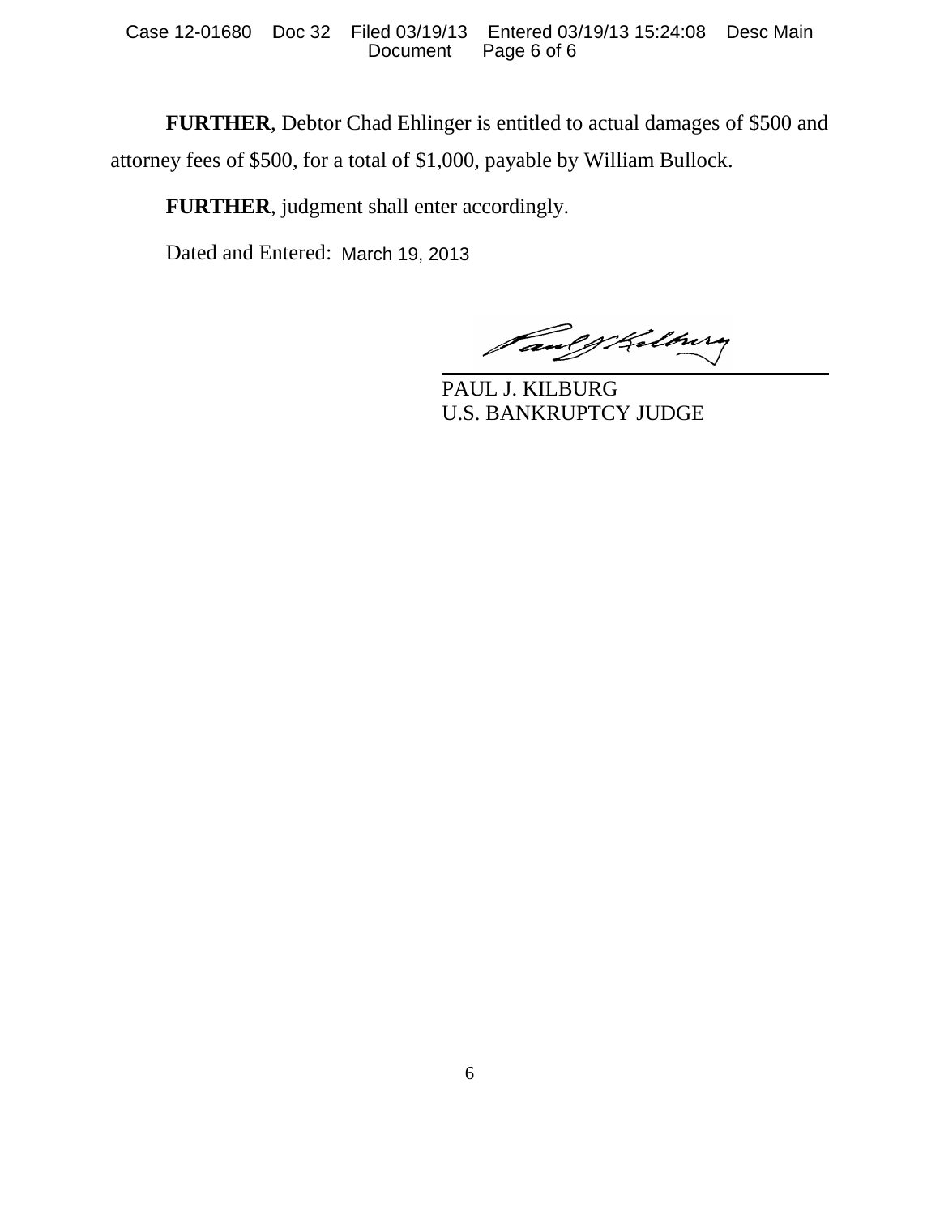**FURTHER**, Debtor Chad Ehlinger is entitled to actual damages of $500 and attorney fees of $500, for a total of $1,000, payable by William Bullock.

**FURTHER**, judgment shall enter accordingly.

Dated and Entered: March 19, 2013

PAUL J. KILBURG
U.S. BANKRUPTCY JUDGE